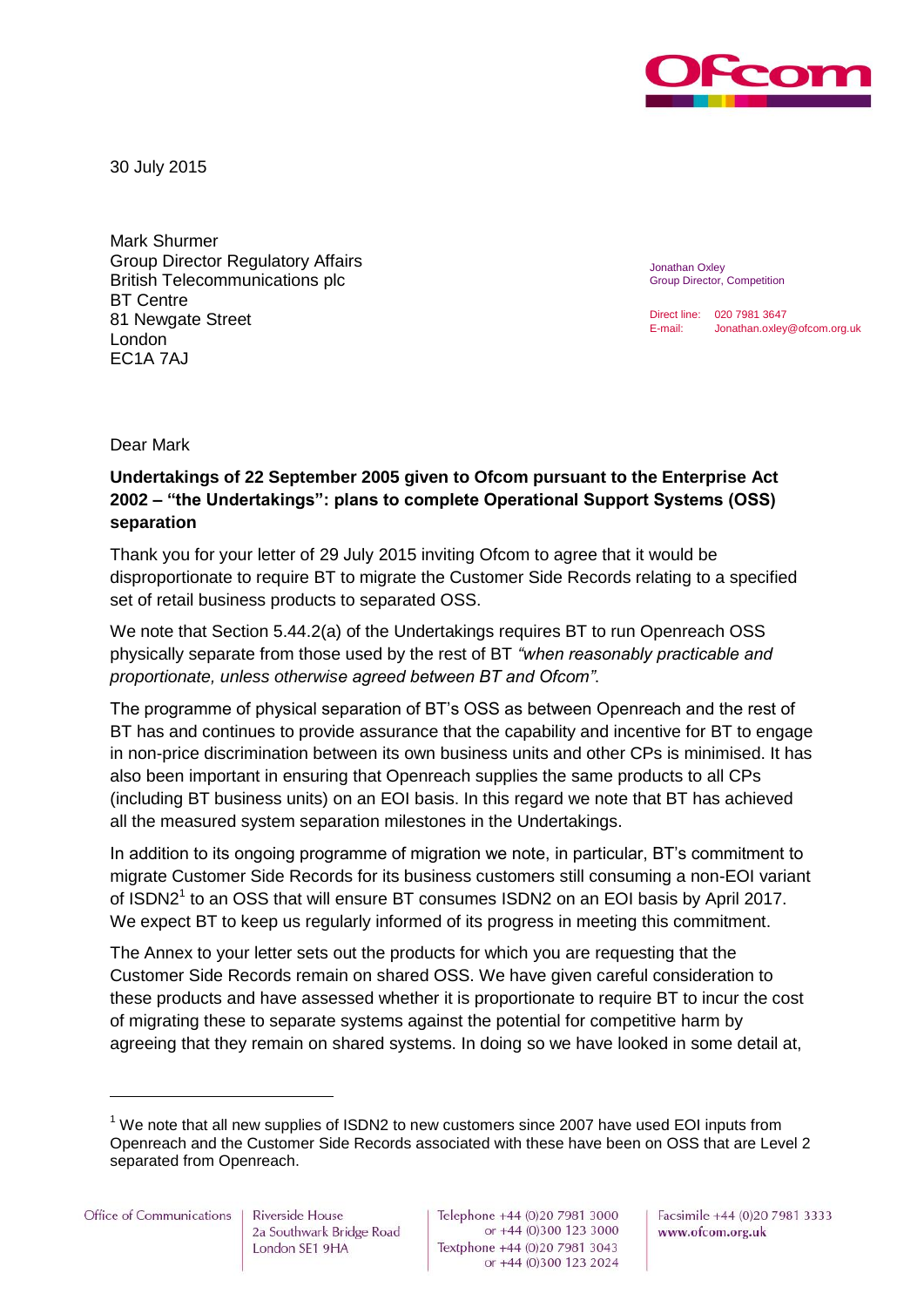30 July 2015

Mark Shurmer
Group Director Regulatory Affairs
British Telecommunications plc
BT Centre
81 Newgate Street
London
EC1A 7AJ

Jonathan Oxley
Group Director, Competition

Direct line: 020 7981 3647
E-mail: Jonathan.oxley@ofcom.org.uk

Dear Mark

**Undertakings of 22 September 2005 given to Ofcom pursuant to the Enterprise Act 2002 – "the Undertakings": plans to complete Operational Support Systems (OSS) separation**

Thank you for your letter of 29 July 2015 inviting Ofcom to agree that it would be disproportionate to require BT to migrate the Customer Side Records relating to a specified set of retail business products to separated OSS.

We note that Section 5.44.2(a) of the Undertakings requires BT to run Openreach OSS physically separate from those used by the rest of BT *"when reasonably practicable and proportionate, unless otherwise agreed between BT and Ofcom"*.

The programme of physical separation of BT's OSS as between Openreach and the rest of BT has and continues to provide assurance that the capability and incentive for BT to engage in non-price discrimination between its own business units and other CPs is minimised. It has also been important in ensuring that Openreach supplies the same products to all CPs (including BT business units) on an EOI basis. In this regard we note that BT has achieved all the measured system separation milestones in the Undertakings.

In addition to its ongoing programme of migration we note, in particular, BT's commitment to migrate Customer Side Records for its business customers still consuming a non-EOI variant of ISDN2[1] to an OSS that will ensure BT consumes ISDN2 on an EOI basis by April 2017. We expect BT to keep us regularly informed of its progress in meeting this commitment.

The Annex to your letter sets out the products for which you are requesting that the Customer Side Records remain on shared OSS. We have given careful consideration to these products and have assessed whether it is proportionate to require BT to incur the cost of migrating these to separate systems against the potential for competitive harm by agreeing that they remain on shared systems. In doing so we have looked in some detail at,

[1] We note that all new supplies of ISDN2 to new customers since 2007 have used EOI inputs from Openreach and the Customer Side Records associated with these have been on OSS that are Level 2 separated from Openreach.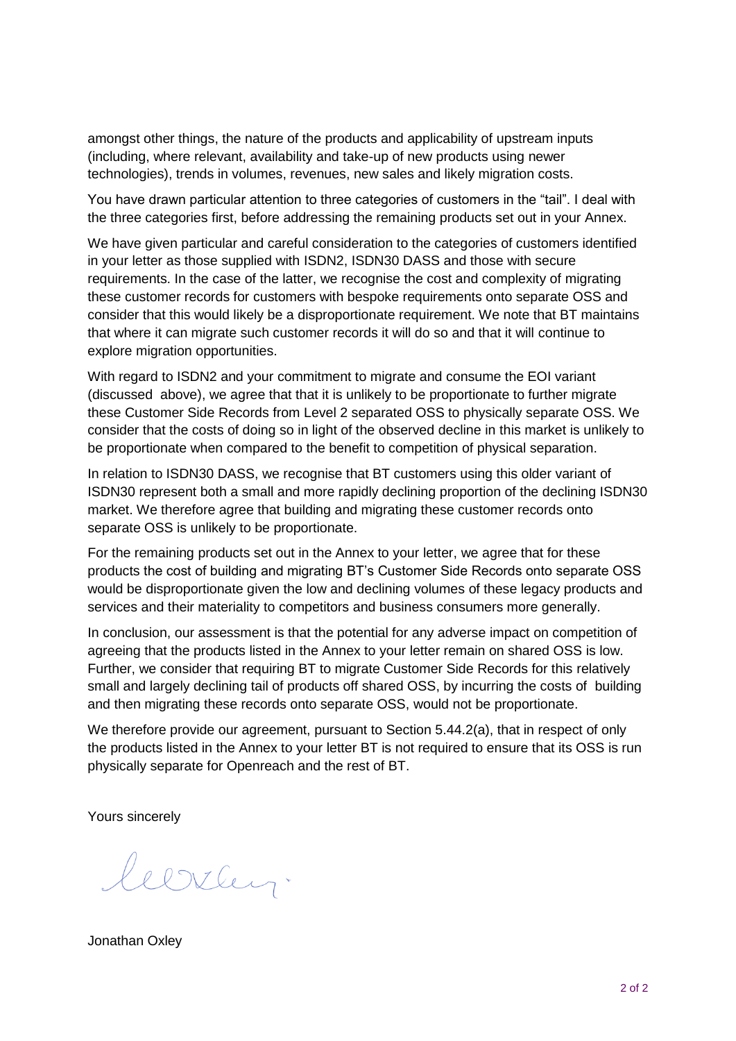amongst other things, the nature of the products and applicability of upstream inputs (including, where relevant, availability and take-up of new products using newer technologies), trends in volumes, revenues, new sales and likely migration costs.

You have drawn particular attention to three categories of customers in the "tail". I deal with the three categories first, before addressing the remaining products set out in your Annex.

We have given particular and careful consideration to the categories of customers identified in your letter as those supplied with ISDN2, ISDN30 DASS and those with secure requirements. In the case of the latter, we recognise the cost and complexity of migrating these customer records for customers with bespoke requirements onto separate OSS and consider that this would likely be a disproportionate requirement. We note that BT maintains that where it can migrate such customer records it will do so and that it will continue to explore migration opportunities.

With regard to ISDN2 and your commitment to migrate and consume the EOI variant (discussed above), we agree that that it is unlikely to be proportionate to further migrate these Customer Side Records from Level 2 separated OSS to physically separate OSS. We consider that the costs of doing so in light of the observed decline in this market is unlikely to be proportionate when compared to the benefit to competition of physical separation.

In relation to ISDN30 DASS, we recognise that BT customers using this older variant of ISDN30 represent both a small and more rapidly declining proportion of the declining ISDN30 market. We therefore agree that building and migrating these customer records onto separate OSS is unlikely to be proportionate.

For the remaining products set out in the Annex to your letter, we agree that for these products the cost of building and migrating BT's Customer Side Records onto separate OSS would be disproportionate given the low and declining volumes of these legacy products and services and their materiality to competitors and business consumers more generally.

In conclusion, our assessment is that the potential for any adverse impact on competition of agreeing that the products listed in the Annex to your letter remain on shared OSS is low. Further, we consider that requiring BT to migrate Customer Side Records for this relatively small and largely declining tail of products off shared OSS, by incurring the costs of building and then migrating these records onto separate OSS, would not be proportionate.

We therefore provide our agreement, pursuant to Section 5.44.2(a), that in respect of only the products listed in the Annex to your letter BT is not required to ensure that its OSS is run physically separate for Openreach and the rest of BT.

Yours sincerely

Jonathan Oxley